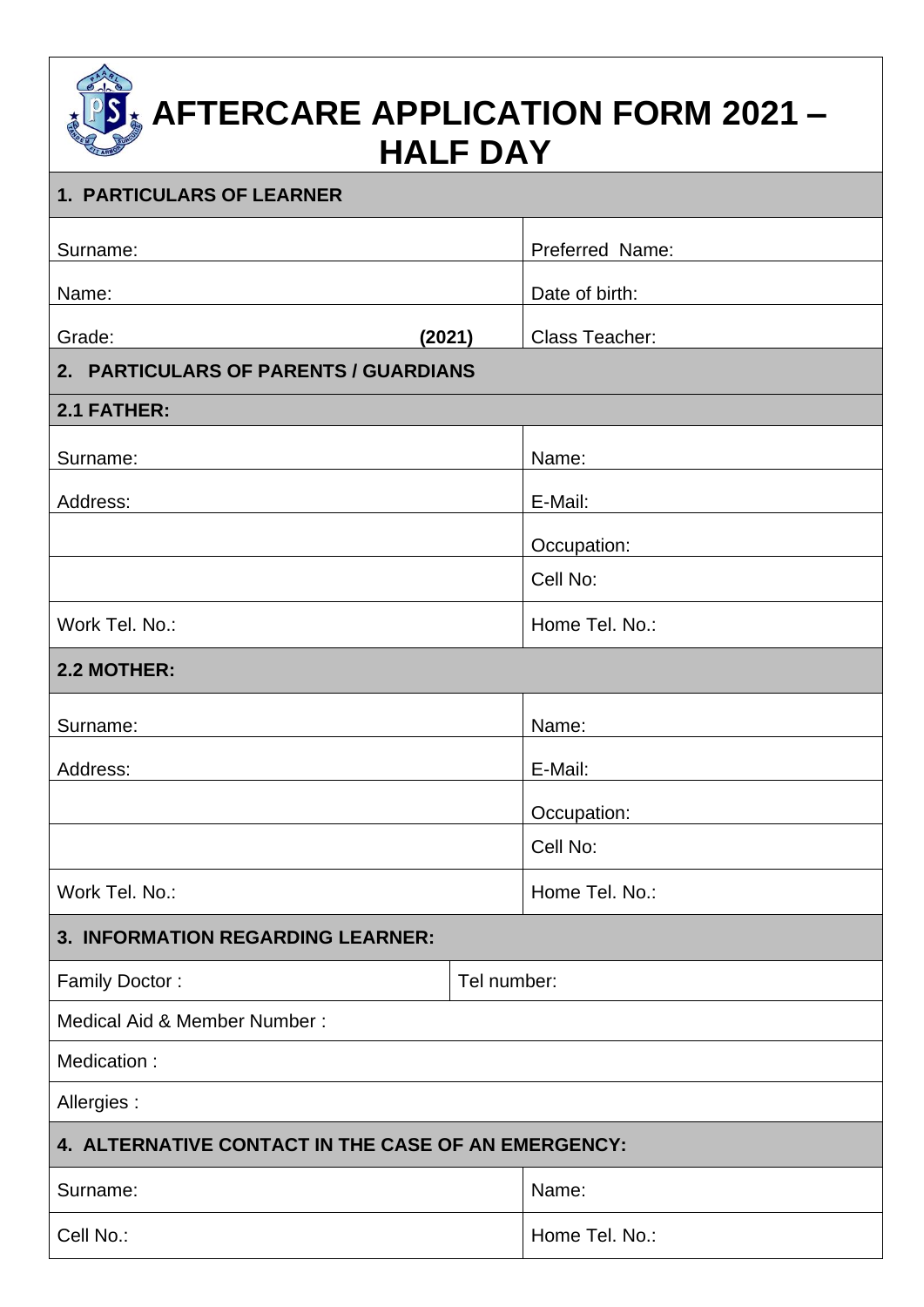# AFTERCARE APPLICATION FORM 2021 – HALF DAY

| **1. PARTICULARS OF LEARNER** | | |
|---|---|---|
| Surname: | | Preferred Name: |
| Name: | | Date of birth: |
| Grade: | **(2021)** | Class Teacher: |

| **2. PARTICULARS OF PARENTS / GUARDIANS** | |
|---|---|
| **2.1 FATHER:** | |
| Surname: | Name: |
| Address: | E-Mail: |
| | Occupation: |
| | Cell No: |
| Work Tel. No.: | Home Tel. No.: |
| **2.2 MOTHER:** | |
| Surname: | Name: |
| Address: | E-Mail: |
| | Occupation: |
| | Cell No: |
| Work Tel. No.: | Home Tel. No.: |

| **3. INFORMATION REGARDING LEARNER:** | |
|---|---|
| Family Doctor : | Tel number: |
| Medical Aid & Member Number : | |
| Medication : | |
| Allergies : | |

| **4. ALTERNATIVE CONTACT IN THE CASE OF AN EMERGENCY:** | |
|---|---|
| Surname: | Name: |
| Cell No.: | Home Tel. No.: |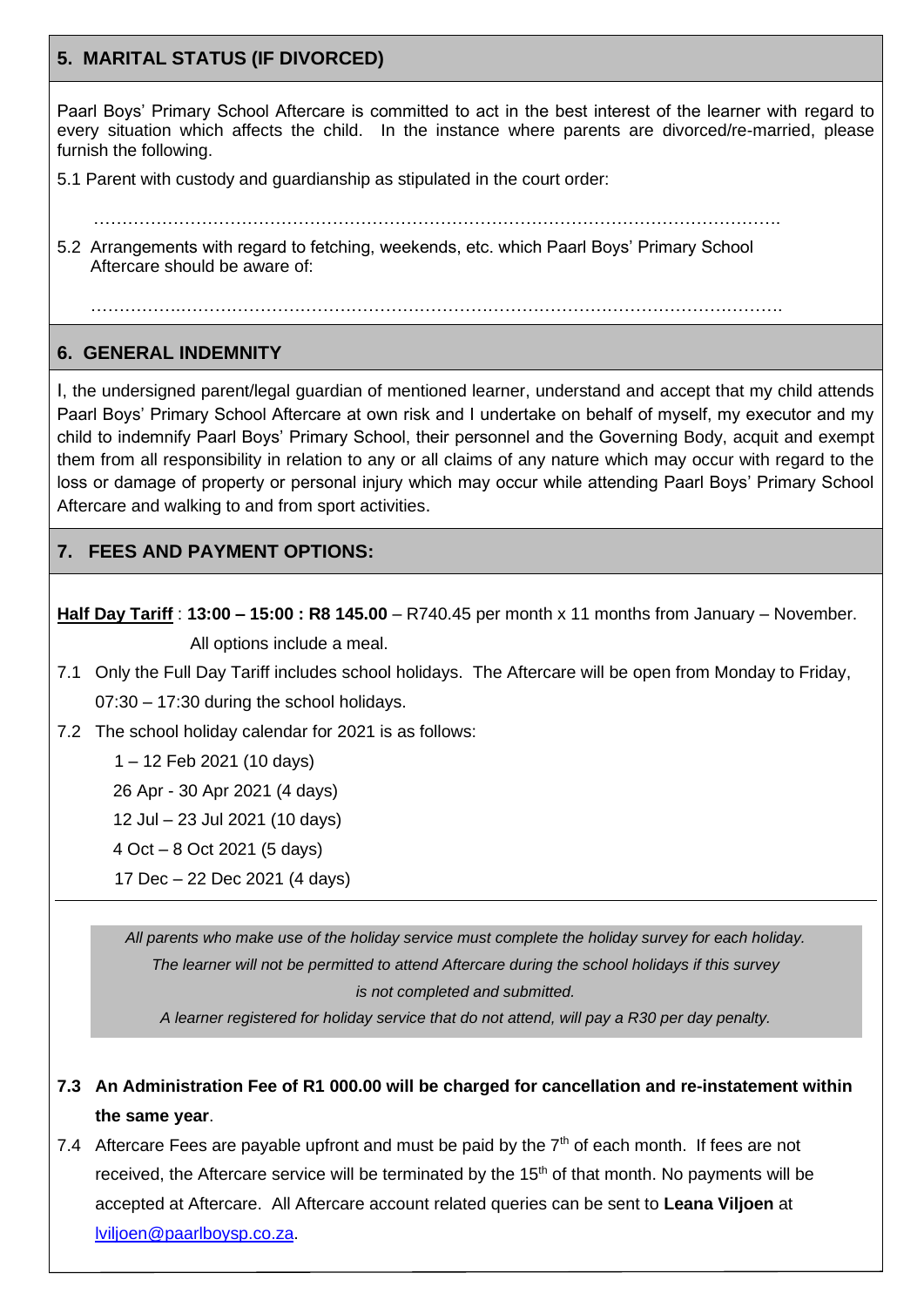## 5. MARITAL STATUS (IF DIVORCED)

Paarl Boys' Primary School Aftercare is committed to act in the best interest of the learner with regard to every situation which affects the child. In the instance where parents are divorced/re-married, please furnish the following.

5.1 Parent with custody and guardianship as stipulated in the court order:

……………………………………………………………………………………………………….

5.2 Arrangements with regard to fetching, weekends, etc. which Paarl Boys' Primary School Aftercare should be aware of:

……………………………………………………………………………………………………….

## 6. GENERAL INDEMNITY

I, the undersigned parent/legal guardian of mentioned learner, understand and accept that my child attends Paarl Boys' Primary School Aftercare at own risk and I undertake on behalf of myself, my executor and my child to indemnify Paarl Boys' Primary School, their personnel and the Governing Body, acquit and exempt them from all responsibility in relation to any or all claims of any nature which may occur with regard to the loss or damage of property or personal injury which may occur while attending Paarl Boys' Primary School Aftercare and walking to and from sport activities.

## 7. FEES AND PAYMENT OPTIONS:

**Half Day Tariff** : **13:00 – 15:00 : R8 145.00** – R740.45 per month x 11 months from January – November.
All options include a meal.

7.1 Only the Full Day Tariff includes school holidays. The Aftercare will be open from Monday to Friday, 07:30 – 17:30 during the school holidays.

7.2 The school holiday calendar for 2021 is as follows:

1 – 12 Feb 2021 (10 days)
26 Apr - 30 Apr 2021 (4 days)
12 Jul – 23 Jul 2021 (10 days)
4 Oct – 8 Oct 2021 (5 days)
17 Dec – 22 Dec 2021 (4 days)

*All parents who make use of the holiday service must complete the holiday survey for each holiday. The learner will not be permitted to attend Aftercare during the school holidays if this survey is not completed and submitted.*
*A learner registered for holiday service that do not attend, will pay a R30 per day penalty.*

**7.3 An Administration Fee of R1 000.00 will be charged for cancellation and re-instatement within the same year**.

7.4 Aftercare Fees are payable upfront and must be paid by the 7th of each month. If fees are not received, the Aftercare service will be terminated by the 15th of that month. No payments will be accepted at Aftercare. All Aftercare account related queries can be sent to **Leana Viljoen** at lviljoen@paarlboysp.co.za.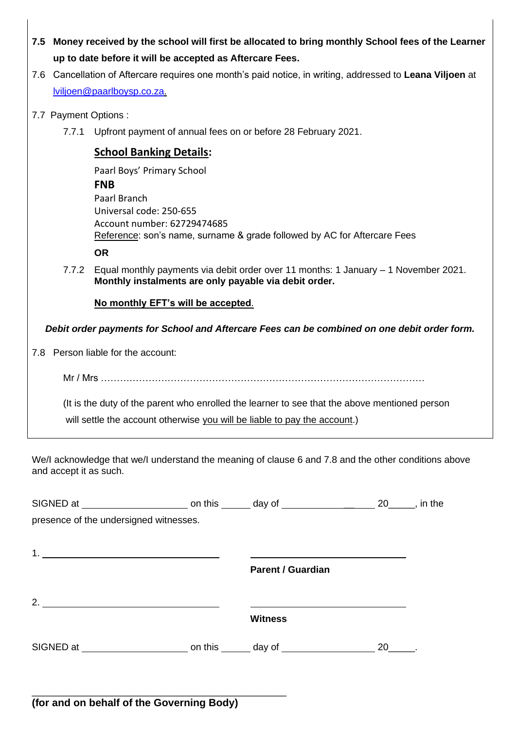**7.5 Money received by the school will first be allocated to bring monthly School fees of the Learner up to date before it will be accepted as Aftercare Fees.**

7.6 Cancellation of Aftercare requires one month's paid notice, in writing, addressed to **Leana Viljoen** at lviljoen@paarlboysp.co.za.

7.7 Payment Options :

7.7.1 Upfront payment of annual fees on or before 28 February 2021.

**School Banking Details:**

Paarl Boys' Primary School
**FNB**
Paarl Branch
Universal code: 250-655
Account number: 62729474685
Reference: son's name, surname & grade followed by AC for Aftercare Fees

**OR**

7.7.2 Equal monthly payments via debit order over 11 months: 1 January – 1 November 2021. **Monthly instalments are only payable via debit order.**

**No monthly EFT's will be accepted**.

***Debit order payments for School and Aftercare Fees can be combined on one debit order form.***

7.8 Person liable for the account:

Mr / Mrs ……………………………………………………………………………………………

(It is the duty of the parent who enrolled the learner to see that the above mentioned person will settle the account otherwise you will be liable to pay the account.)

We/I acknowledge that we/I understand the meaning of clause 6 and 7.8 and the other conditions above and accept it as such.

SIGNED at ____________________ on this ______ day of ________________ 20_____, in the presence of the undersigned witnesses.

1. ______________________________ ______________________________
**Parent / Guardian**

2. ______________________________ ______________________________
**Witness**

SIGNED at ____________________ on this ______ day of ________________ 20_____.

______________________________________________
**(for and on behalf of the Governing Body)**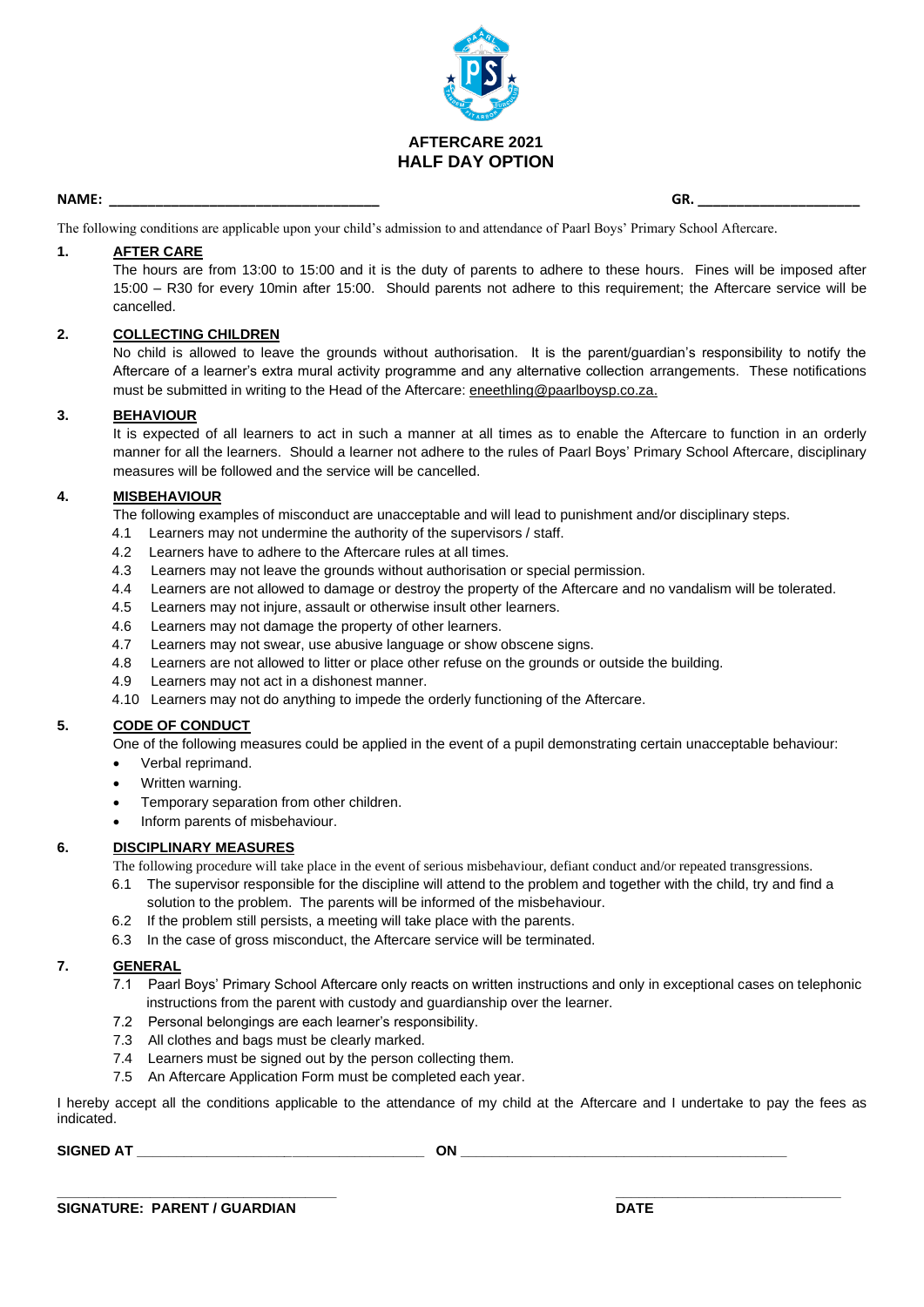# AFTERCARE 2021
## HALF DAY OPTION

**NAME:** ___________________________________ **GR.** ____________________

The following conditions are applicable upon your child's admission to and attendance of Paarl Boys' Primary School Aftercare.

**1. AFTER CARE**

The hours are from 13:00 to 15:00 and it is the duty of parents to adhere to these hours. Fines will be imposed after 15:00 – R30 for every 10min after 15:00. Should parents not adhere to this requirement; the Aftercare service will be cancelled.

**2. COLLECTING CHILDREN**

No child is allowed to leave the grounds without authorisation. It is the parent/guardian's responsibility to notify the Aftercare of a learner's extra mural activity programme and any alternative collection arrangements. These notifications must be submitted in writing to the Head of the Aftercare: eneethling@paarlboysp.co.za.

**3. BEHAVIOUR**

It is expected of all learners to act in such a manner at all times as to enable the Aftercare to function in an orderly manner for all the learners. Should a learner not adhere to the rules of Paarl Boys' Primary School Aftercare, disciplinary measures will be followed and the service will be cancelled.

**4. MISBEHAVIOUR**

The following examples of misconduct are unacceptable and will lead to punishment and/or disciplinary steps.

4.1 Learners may not undermine the authority of the supervisors / staff.
4.2 Learners have to adhere to the Aftercare rules at all times.
4.3 Learners may not leave the grounds without authorisation or special permission.
4.4 Learners are not allowed to damage or destroy the property of the Aftercare and no vandalism will be tolerated.
4.5 Learners may not injure, assault or otherwise insult other learners.
4.6 Learners may not damage the property of other learners.
4.7 Learners may not swear, use abusive language or show obscene signs.
4.8 Learners are not allowed to litter or place other refuse on the grounds or outside the building.
4.9 Learners may not act in a dishonest manner.
4.10 Learners may not do anything to impede the orderly functioning of the Aftercare.

**5. CODE OF CONDUCT**

One of the following measures could be applied in the event of a pupil demonstrating certain unacceptable behaviour:

- Verbal reprimand.
- Written warning.
- Temporary separation from other children.
- Inform parents of misbehaviour.

**6. DISCIPLINARY MEASURES**

The following procedure will take place in the event of serious misbehaviour, defiant conduct and/or repeated transgressions.

6.1 The supervisor responsible for the discipline will attend to the problem and together with the child, try and find a solution to the problem. The parents will be informed of the misbehaviour.
6.2 If the problem still persists, a meeting will take place with the parents.
6.3 In the case of gross misconduct, the Aftercare service will be terminated.

**7. GENERAL**

7.1 Paarl Boys' Primary School Aftercare only reacts on written instructions and only in exceptional cases on telephonic instructions from the parent with custody and guardianship over the learner.
7.2 Personal belongings are each learner's responsibility.
7.3 All clothes and bags must be clearly marked.
7.4 Learners must be signed out by the person collecting them.
7.5 An Aftercare Application Form must be completed each year.

I hereby accept all the conditions applicable to the attendance of my child at the Aftercare and I undertake to pay the fees as indicated.

**SIGNED AT** ___________________________________ **ON** ________________________________________

___________________________________ ____________________________

**SIGNATURE: PARENT / GUARDIAN** **DATE**